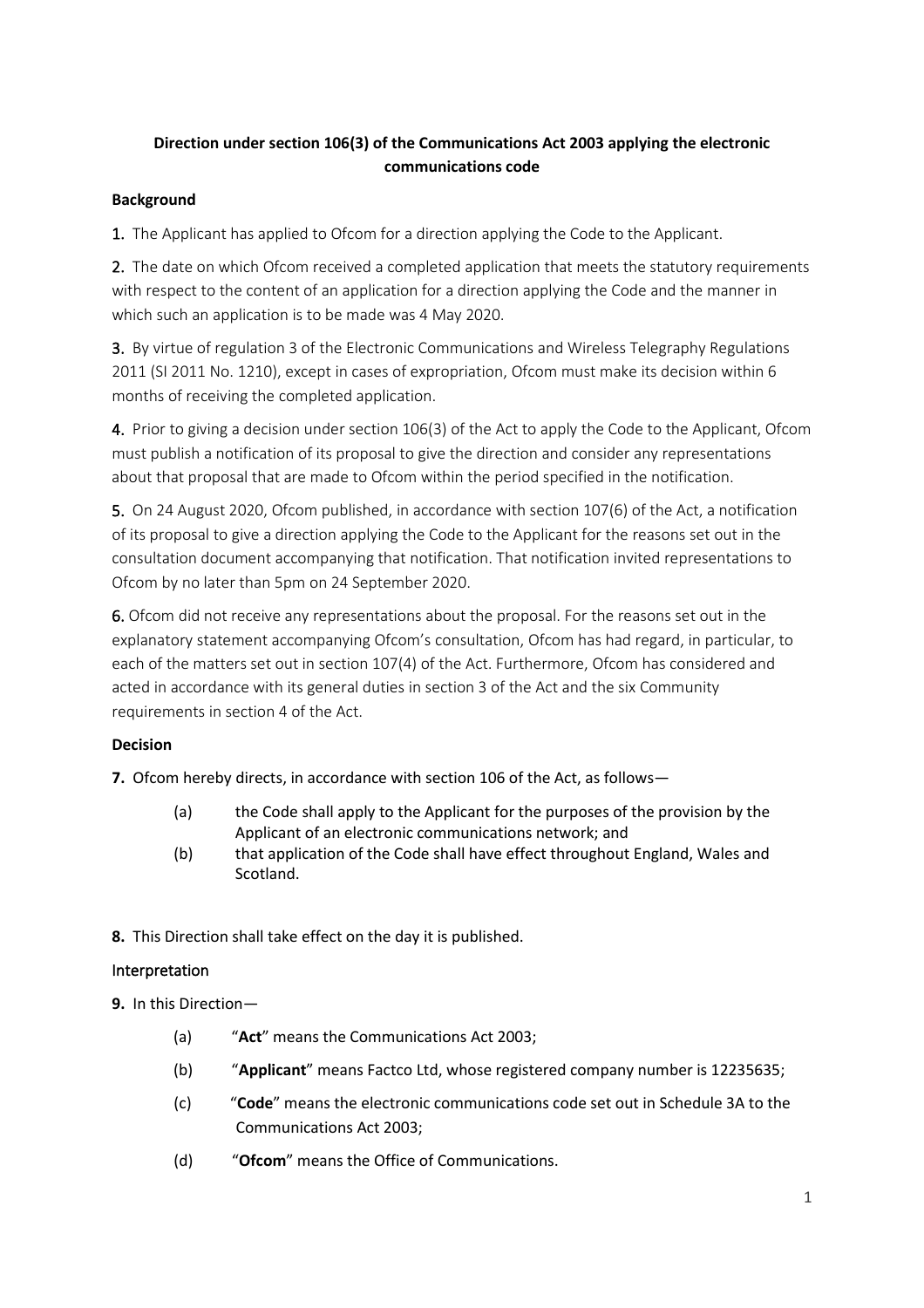**Direction under section 106(3) of the Communications Act 2003 applying the electronic communications code**

**Background**

1. The Applicant has applied to Ofcom for a direction applying the Code to the Applicant.

2. The date on which Ofcom received a completed application that meets the statutory requirements with respect to the content of an application for a direction applying the Code and the manner in which such an application is to be made was 4 May 2020.

3. By virtue of regulation 3 of the Electronic Communications and Wireless Telegraphy Regulations 2011 (SI 2011 No. 1210), except in cases of expropriation, Ofcom must make its decision within 6 months of receiving the completed application.

4. Prior to giving a decision under section 106(3) of the Act to apply the Code to the Applicant, Ofcom must publish a notification of its proposal to give the direction and consider any representations about that proposal that are made to Ofcom within the period specified in the notification.

5. On 24 August 2020, Ofcom published, in accordance with section 107(6) of the Act, a notification of its proposal to give a direction applying the Code to the Applicant for the reasons set out in the consultation document accompanying that notification. That notification invited representations to Ofcom by no later than 5pm on 24 September 2020.

6. Ofcom did not receive any representations about the proposal. For the reasons set out in the explanatory statement accompanying Ofcom's consultation, Ofcom has had regard, in particular, to each of the matters set out in section 107(4) of the Act. Furthermore, Ofcom has considered and acted in accordance with its general duties in section 3 of the Act and the six Community requirements in section 4 of the Act.

**Decision**

**7.** Ofcom hereby directs, in accordance with section 106 of the Act, as follows—

(a) the Code shall apply to the Applicant for the purposes of the provision by the Applicant of an electronic communications network; and

(b) that application of the Code shall have effect throughout England, Wales and Scotland.

**8.** This Direction shall take effect on the day it is published.

Interpretation

**9.** In this Direction—

(a) "**Act**" means the Communications Act 2003;

(b) "**Applicant**" means Factco Ltd, whose registered company number is 12235635;

(c) "**Code**" means the electronic communications code set out in Schedule 3A to the Communications Act 2003;

(d) "**Ofcom**" means the Office of Communications.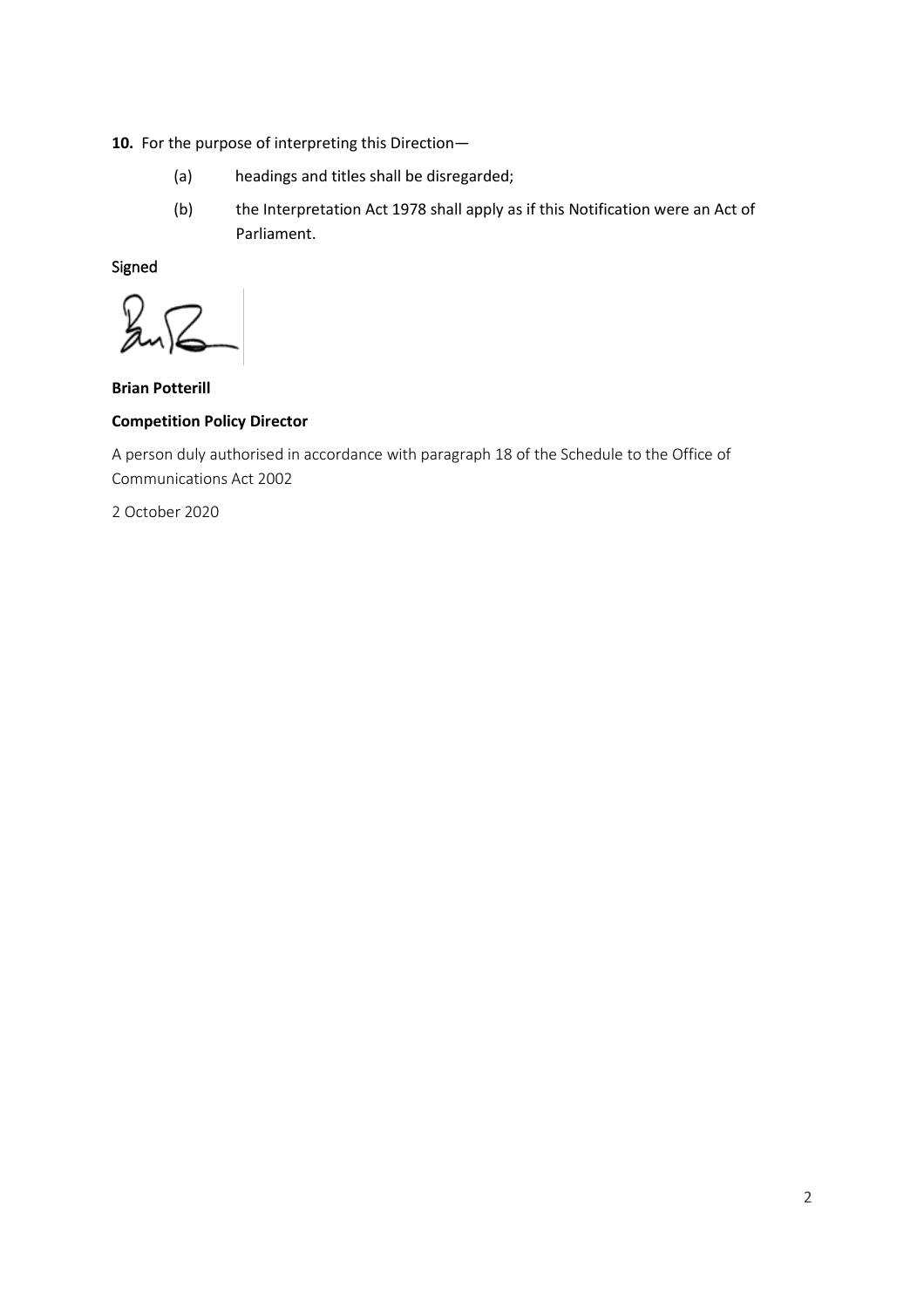**10.** For the purpose of interpreting this Direction—

(a) headings and titles shall be disregarded;

(b) the Interpretation Act 1978 shall apply as if this Notification were an Act of Parliament.

Signed

**Brian Potterill**

**Competition Policy Director**

A person duly authorised in accordance with paragraph 18 of the Schedule to the Office of Communications Act 2002

2 October 2020